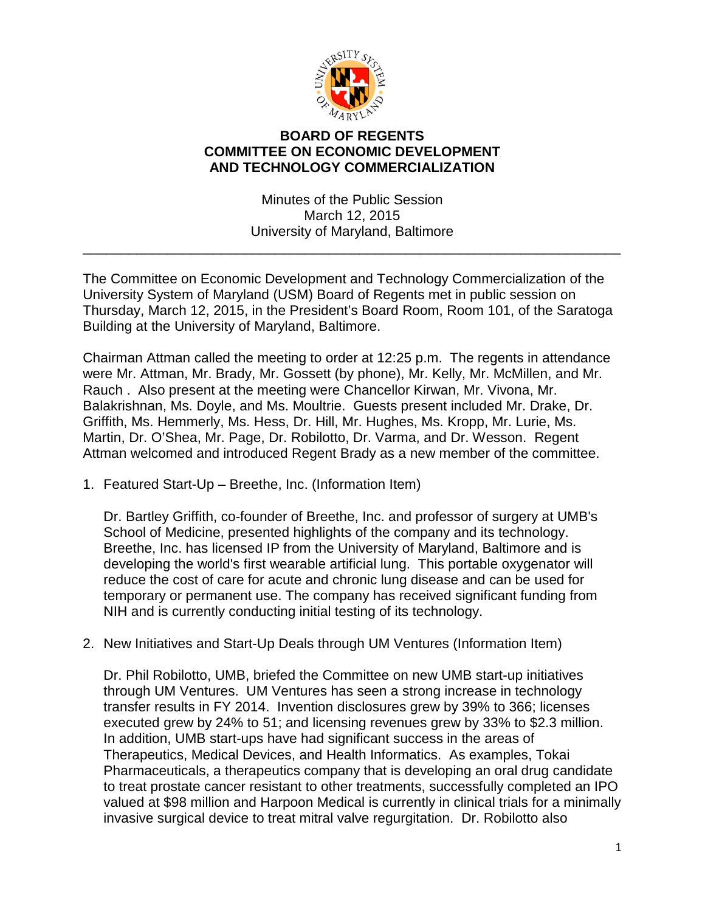**BOARD OF REGENTS**
**COMMITTEE ON ECONOMIC DEVELOPMENT AND TECHNOLOGY COMMERCIALIZATION**

Minutes of the Public Session
March 12, 2015
University of Maryland, Baltimore

---

The Committee on Economic Development and Technology Commercialization of the University System of Maryland (USM) Board of Regents met in public session on Thursday, March 12, 2015, in the President's Board Room, Room 101, of the Saratoga Building at the University of Maryland, Baltimore.

Chairman Attman called the meeting to order at 12:25 p.m. The regents in attendance were Mr. Attman, Mr. Brady, Mr. Gossett (by phone), Mr. Kelly, Mr. McMillen, and Mr. Rauch . Also present at the meeting were Chancellor Kirwan, Mr. Vivona, Mr. Balakrishnan, Ms. Doyle, and Ms. Moultrie. Guests present included Mr. Drake, Dr. Griffith, Ms. Hemmerly, Ms. Hess, Dr. Hill, Mr. Hughes, Ms. Kropp, Mr. Lurie, Ms. Martin, Dr. O'Shea, Mr. Page, Dr. Robilotto, Dr. Varma, and Dr. Wesson. Regent Attman welcomed and introduced Regent Brady as a new member of the committee.

1. Featured Start-Up – Breethe, Inc. (Information Item)

   Dr. Bartley Griffith, co-founder of Breethe, Inc. and professor of surgery at UMB's School of Medicine, presented highlights of the company and its technology. Breethe, Inc. has licensed IP from the University of Maryland, Baltimore and is developing the world's first wearable artificial lung. This portable oxygenator will reduce the cost of care for acute and chronic lung disease and can be used for temporary or permanent use. The company has received significant funding from NIH and is currently conducting initial testing of its technology.

2. New Initiatives and Start-Up Deals through UM Ventures (Information Item)

   Dr. Phil Robilotto, UMB, briefed the Committee on new UMB start-up initiatives through UM Ventures. UM Ventures has seen a strong increase in technology transfer results in FY 2014. Invention disclosures grew by 39% to 366; licenses executed grew by 24% to 51; and licensing revenues grew by 33% to $2.3 million. In addition, UMB start-ups have had significant success in the areas of Therapeutics, Medical Devices, and Health Informatics. As examples, Tokai Pharmaceuticals, a therapeutics company that is developing an oral drug candidate to treat prostate cancer resistant to other treatments, successfully completed an IPO valued at $98 million and Harpoon Medical is currently in clinical trials for a minimally invasive surgical device to treat mitral valve regurgitation. Dr. Robilotto also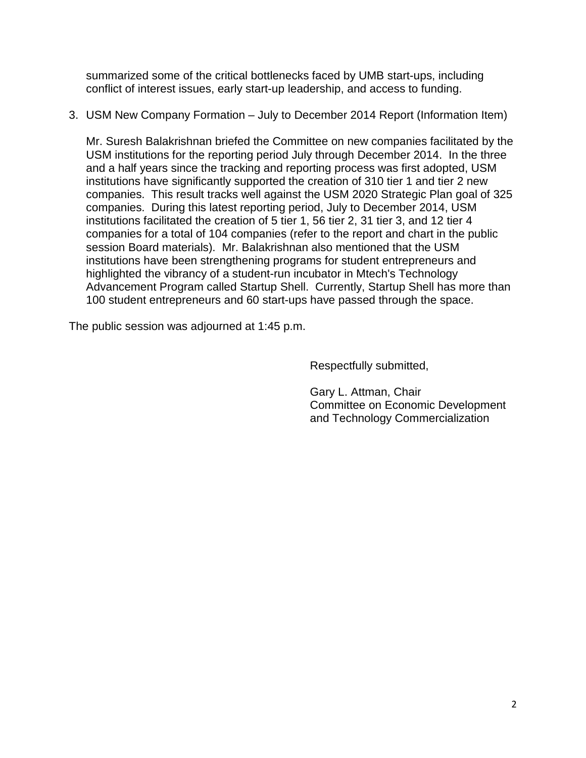summarized some of the critical bottlenecks faced by UMB start-ups, including conflict of interest issues, early start-up leadership, and access to funding.

3. USM New Company Formation – July to December 2014 Report (Information Item)

   Mr. Suresh Balakrishnan briefed the Committee on new companies facilitated by the USM institutions for the reporting period July through December 2014. In the three and a half years since the tracking and reporting process was first adopted, USM institutions have significantly supported the creation of 310 tier 1 and tier 2 new companies. This result tracks well against the USM 2020 Strategic Plan goal of 325 companies. During this latest reporting period, July to December 2014, USM institutions facilitated the creation of 5 tier 1, 56 tier 2, 31 tier 3, and 12 tier 4 companies for a total of 104 companies (refer to the report and chart in the public session Board materials). Mr. Balakrishnan also mentioned that the USM institutions have been strengthening programs for student entrepreneurs and highlighted the vibrancy of a student-run incubator in Mtech's Technology Advancement Program called Startup Shell. Currently, Startup Shell has more than 100 student entrepreneurs and 60 start-ups have passed through the space.

The public session was adjourned at 1:45 p.m.

Respectfully submitted,

Gary L. Attman, Chair
Committee on Economic Development
and Technology Commercialization